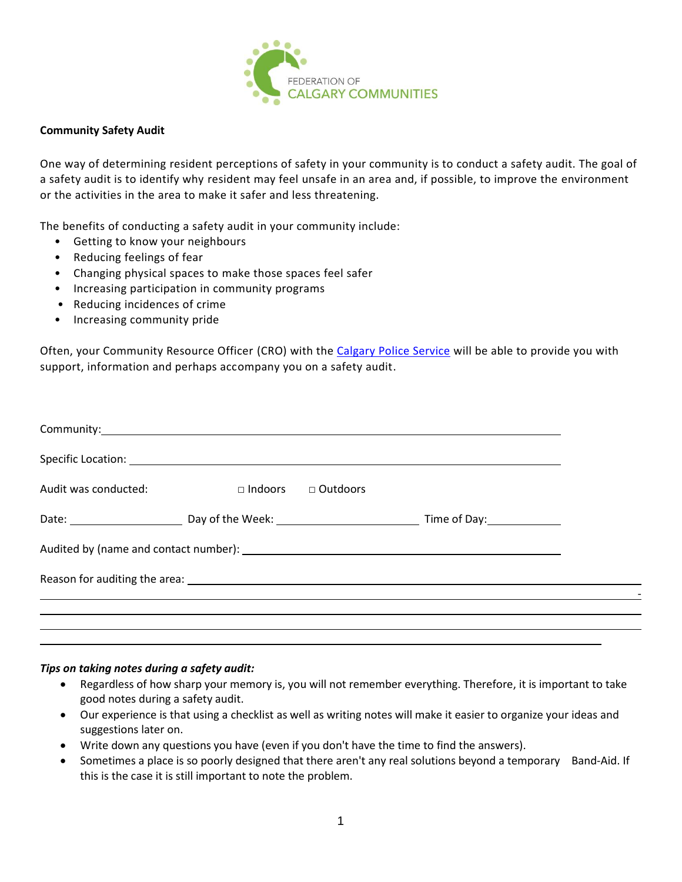FEDERATION OF CALGARY COMMUNITIES

**Community Safety Audit**

One way of determining resident perceptions of safety in your community is to conduct a safety audit. The goal of a safety audit is to identify why resident may feel unsafe in an area and, if possible, to improve the environment or the activities in the area to make it safer and less threatening.

The benefits of conducting a safety audit in your community include:

- Getting to know your neighbours
- Reducing feelings of fear
- Changing physical spaces to make those spaces feel safer
- Increasing participation in community programs
- Reducing incidences of crime
- Increasing community pride

Often, your Community Resource Officer (CRO) with the [Calgary Police Service](Calgary Police Service) will be able to provide you with support, information and perhaps accompany you on a safety audit.

Community: ____________________________________________

Specific Location: ____________________________________________

Audit was conducted: □ Indoors □ Outdoors

Date: ______________ Day of the Week: ________________ Time of Day: __________

Audited by (name and contact number): ______________________________

Reason for auditing the area: ______________________________________

____________________________________________________________

____________________________________________________________

____________________________________________________________

____________________________________________________________

***Tips on taking notes during a safety audit:***

- Regardless of how sharp your memory is, you will not remember everything. Therefore, it is important to take good notes during a safety audit.
- Our experience is that using a checklist as well as writing notes will make it easier to organize your ideas and suggestions later on.
- Write down any questions you have (even if you don't have the time to find the answers).
- Sometimes a place is so poorly designed that there aren't any real solutions beyond a temporary Band-Aid. If this is the case it is still important to note the problem.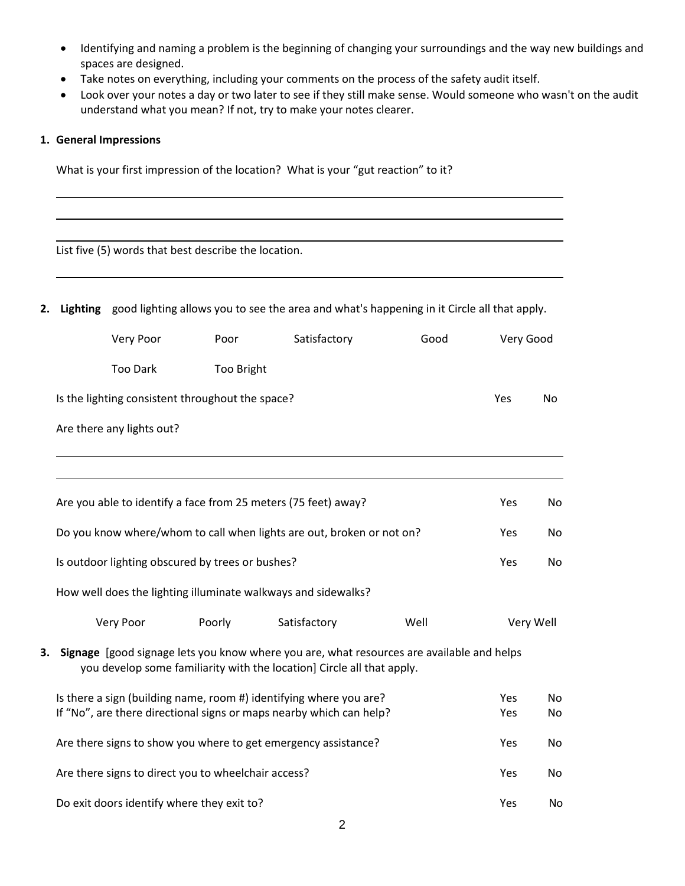- Identifying and naming a problem is the beginning of changing your surroundings and the way new buildings and spaces are designed.
- Take notes on everything, including your comments on the process of the safety audit itself.
- Look over your notes a day or two later to see if they still make sense. Would someone who wasn't on the audit understand what you mean? If not, try to make your notes clearer.

**1. General Impressions**

What is your first impression of the location? What is your "gut reaction" to it?

___

___

___

List five (5) words that best describe the location.

___

**2. Lighting** good lighting allows you to see the area and what's happening in it Circle all that apply.

Very Poor    Poor    Satisfactory    Good    Very Good

Too Dark    Too Bright

Is the lighting consistent throughout the space? Yes No

Are there any lights out?

___

___

Are you able to identify a face from 25 meters (75 feet) away? Yes No

Do you know where/whom to call when lights are out, broken or not on? Yes No

Is outdoor lighting obscured by trees or bushes? Yes No

How well does the lighting illuminate walkways and sidewalks?

Very Poor    Poorly    Satisfactory    Well    Very Well

**3. Signage** [good signage lets you know where you are, what resources are available and helps you develop some familiarity with the location] Circle all that apply.

Is there a sign (building name, room #) identifying where you are? Yes No
If "No", are there directional signs or maps nearby which can help? Yes No

Are there signs to show you where to get emergency assistance? Yes No

Are there signs to direct you to wheelchair access? Yes No

Do exit doors identify where they exit to? Yes No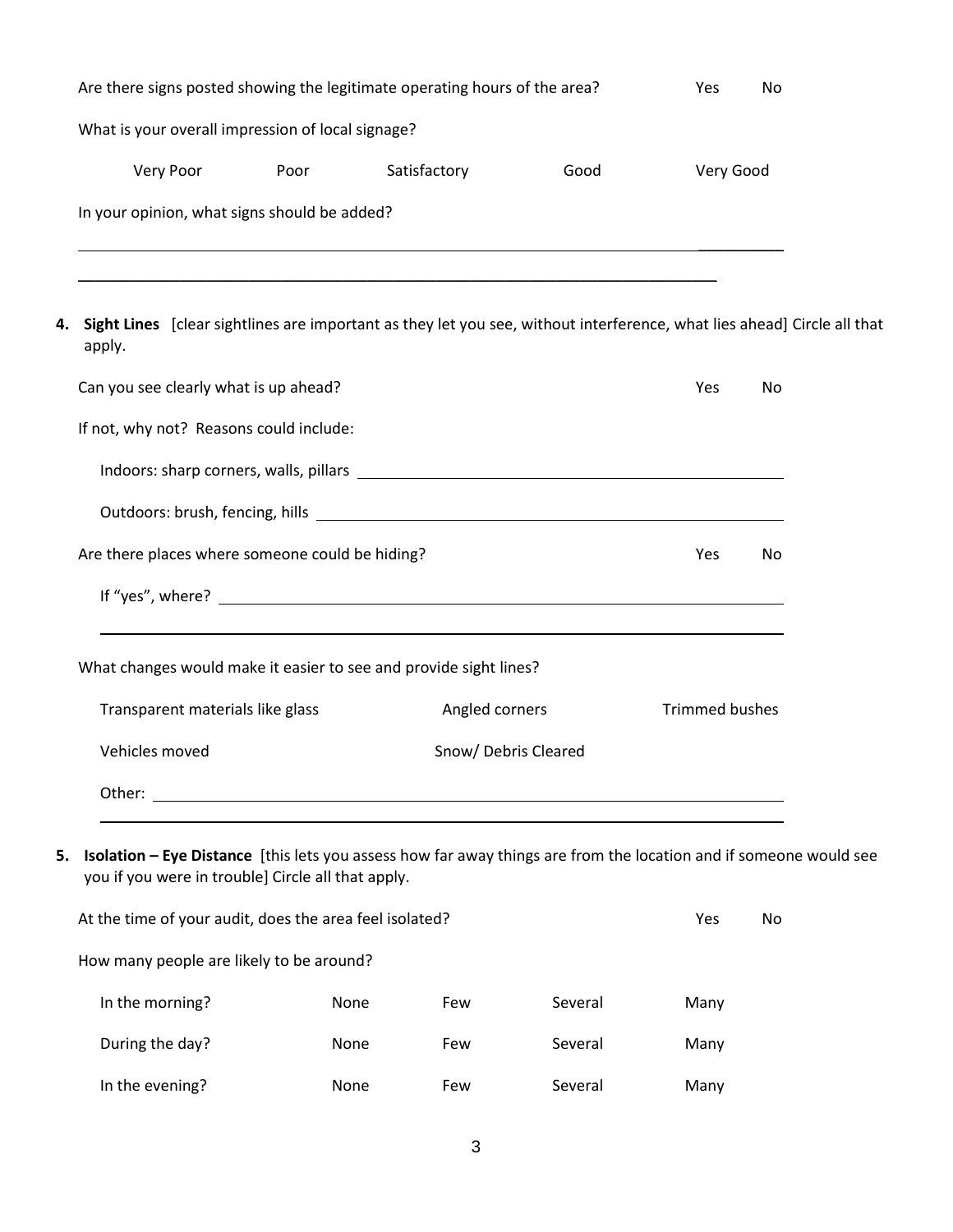Are there signs posted showing the legitimate operating hours of the area? Yes No

What is your overall impression of local signage?

Very Poor Poor Satisfactory Good Very Good

In your opinion, what signs should be added?

_______________________________________________________________________________

_______________________________________________________________________________

**4. Sight Lines** [clear sightlines are important as they let you see, without interference, what lies ahead] Circle all that apply.

Can you see clearly what is up ahead? Yes No

If not, why not? Reasons could include:

Indoors: sharp corners, walls, pillars ______________________________________

Outdoors: brush, fencing, hills ______________________________________

Are there places where someone could be hiding? Yes No

If "yes", where? ______________________________________

_______________________________________________________________________________

What changes would make it easier to see and provide sight lines?

Transparent materials like glass Angled corners Trimmed bushes

Vehicles moved Snow/ Debris Cleared

Other: ______________________________________

_______________________________________________________________________________

**5. Isolation – Eye Distance** [this lets you assess how far away things are from the location and if someone would see you if you were in trouble] Circle all that apply.

At the time of your audit, does the area feel isolated? Yes No

How many people are likely to be around?

| | | | | |
|---|---|---|---|---|
| In the morning? | None | Few | Several | Many |
| During the day? | None | Few | Several | Many |
| In the evening? | None | Few | Several | Many |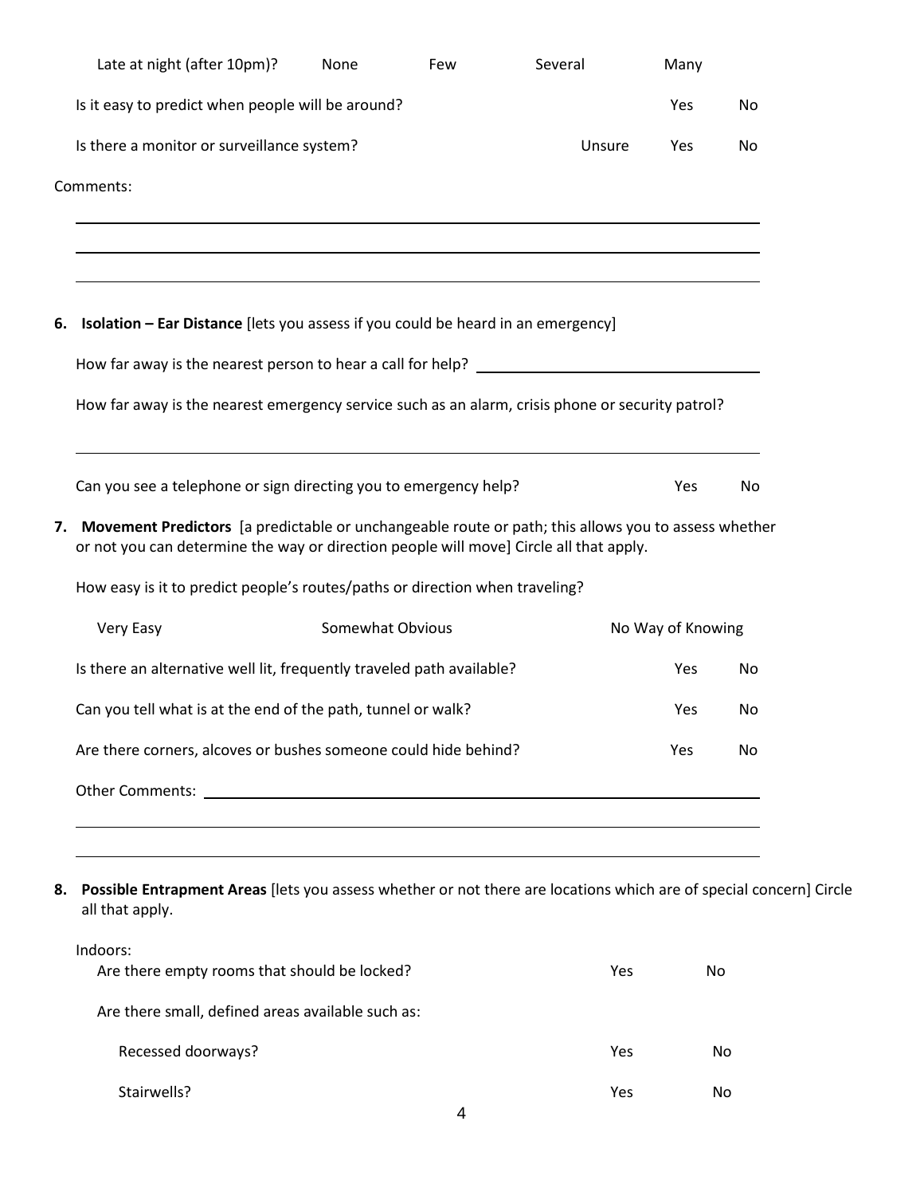Late at night (after 10pm)? None Few Several Many

Is it easy to predict when people will be around? Yes No

Is there a monitor or surveillance system? Unsure Yes No

Comments:

______________________________________________________________________

______________________________________________________________________

______________________________________________________________________

6. **Isolation – Ear Distance** [lets you assess if you could be heard in an emergency]

How far away is the nearest person to hear a call for help? ______________________________

How far away is the nearest emergency service such as an alarm, crisis phone or security patrol?

______________________________________________________________________

Can you see a telephone or sign directing you to emergency help? Yes No

7. **Movement Predictors** [a predictable or unchangeable route or path; this allows you to assess whether or not you can determine the way or direction people will move] Circle all that apply.

How easy is it to predict people's routes/paths or direction when traveling?

Very Easy Somewhat Obvious No Way of Knowing

Is there an alternative well lit, frequently traveled path available? Yes No

Can you tell what is at the end of the path, tunnel or walk? Yes No

Are there corners, alcoves or bushes someone could hide behind? Yes No

Other Comments: ______________________________________________________________

______________________________________________________________________

______________________________________________________________________

8. **Possible Entrapment Areas** [lets you assess whether or not there are locations which are of special concern] Circle all that apply.

Indoors:

Are there empty rooms that should be locked? Yes No

Are there small, defined areas available such as:

Recessed doorways? Yes No

Stairwells? Yes No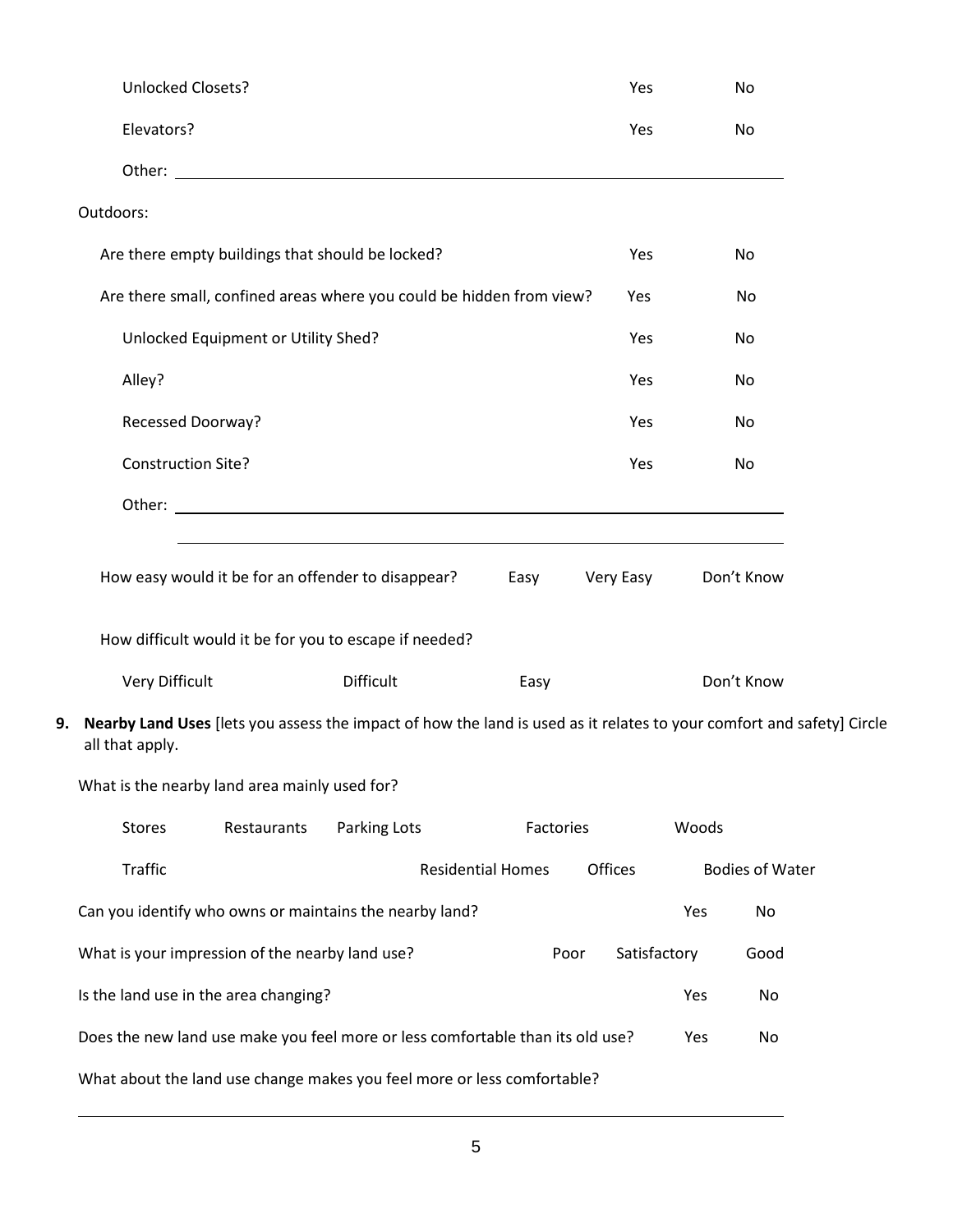Unlocked Closets? Yes No

Elevators? Yes No

Other: ____________________________________________

Outdoors:

Are there empty buildings that should be locked? Yes No

Are there small, confined areas where you could be hidden from view? Yes No

Unlocked Equipment or Utility Shed? Yes No

Alley? Yes No

Recessed Doorway? Yes No

Construction Site? Yes No

Other: ____________________________________________

____________________________________________

How easy would it be for an offender to disappear? Easy Very Easy Don't Know

How difficult would it be for you to escape if needed?

Very Difficult Difficult Easy Don't Know

9. **Nearby Land Uses** [lets you assess the impact of how the land is used as it relates to your comfort and safety] Circle all that apply.

What is the nearby land area mainly used for?

Stores Restaurants Parking Lots Factories Woods

Traffic Residential Homes Offices Bodies of Water

Can you identify who owns or maintains the nearby land? Yes No

What is your impression of the nearby land use? Poor Satisfactory Good

Is the land use in the area changing? Yes No

Does the new land use make you feel more or less comfortable than its old use? Yes No

What about the land use change makes you feel more or less comfortable?

____________________________________________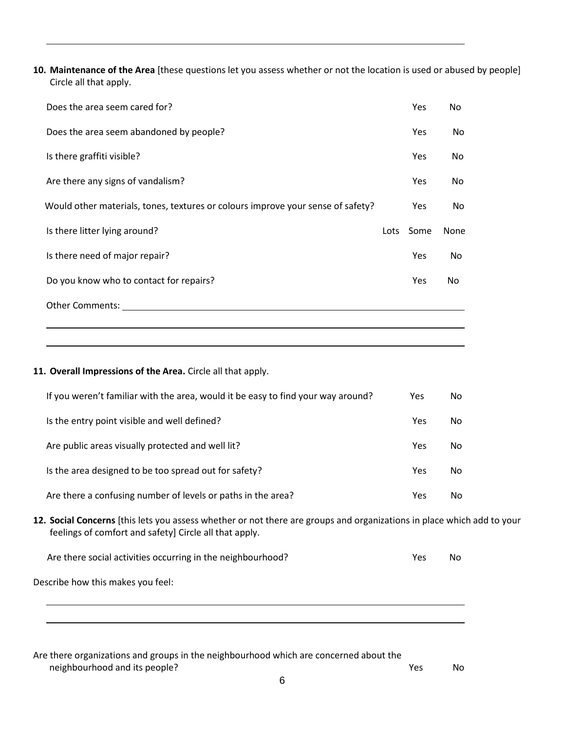---

**10. Maintenance of the Area** [these questions let you assess whether or not the location is used or abused by people] Circle all that apply.

| | | | |
|---|---|---|---|
| Does the area seem cared for? | | Yes | No |
| Does the area seem abandoned by people? | | Yes | No |
| Is there graffiti visible? | | Yes | No |
| Are there any signs of vandalism? | | Yes | No |
| Would other materials, tones, textures or colours improve your sense of safety? | | Yes | No |
| Is there litter lying around? | Lots | Some | None |
| Is there need of major repair? | | Yes | No |
| Do you know who to contact for repairs? | | Yes | No |

Other Comments: ____________________________________________

____________________________________________

____________________________________________

**11. Overall Impressions of the Area.** Circle all that apply.

| | | |
|---|---|---|
| If you weren't familiar with the area, would it be easy to find your way around? | Yes | No |
| Is the entry point visible and well defined? | Yes | No |
| Are public areas visually protected and well lit? | Yes | No |
| Is the area designed to be too spread out for safety? | Yes | No |
| Are there a confusing number of levels or paths in the area? | Yes | No |

**12. Social Concerns** [this lets you assess whether or not there are groups and organizations in place which add to your feelings of comfort and safety] Circle all that apply.

Are there social activities occurring in the neighbourhood? Yes No

Describe how this makes you feel:

____________________________________________

____________________________________________

Are there organizations and groups in the neighbourhood which are concerned about the neighbourhood and its people? Yes No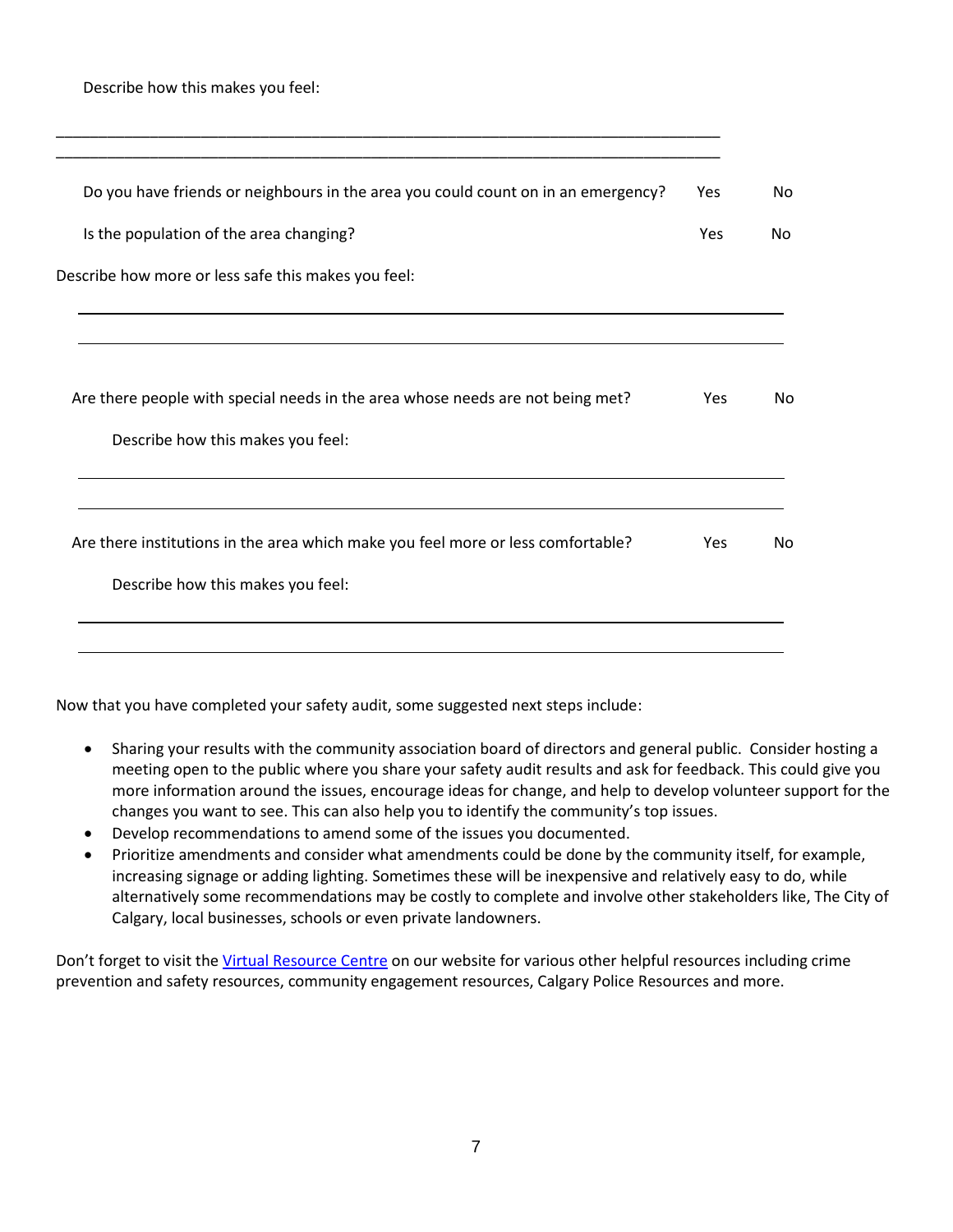Describe how this makes you feel:

\_\_\_\_\_\_\_\_\_\_\_\_\_\_\_\_\_\_\_\_\_\_\_\_\_\_\_\_\_\_\_\_\_\_\_\_\_\_\_\_\_\_\_\_\_\_\_\_\_\_\_\_\_\_\_\_\_\_\_\_\_\_\_\_\_\_\_\_\_\_\_\_\_\_\_\_\_\_

\_\_\_\_\_\_\_\_\_\_\_\_\_\_\_\_\_\_\_\_\_\_\_\_\_\_\_\_\_\_\_\_\_\_\_\_\_\_\_\_\_\_\_\_\_\_\_\_\_\_\_\_\_\_\_\_\_\_\_\_\_\_\_\_\_\_\_\_\_\_\_\_\_\_\_\_\_\_

Do you have friends or neighbours in the area you could count on in an emergency? Yes No

Is the population of the area changing? Yes No

Describe how more or less safe this makes you feel:

---

---

Are there people with special needs in the area whose needs are not being met? Yes No

Describe how this makes you feel:

---

---

Are there institutions in the area which make you feel more or less comfortable? Yes No

Describe how this makes you feel:

---

---

Now that you have completed your safety audit, some suggested next steps include:

- Sharing your results with the community association board of directors and general public. Consider hosting a meeting open to the public where you share your safety audit results and ask for feedback. This could give you more information around the issues, encourage ideas for change, and help to develop volunteer support for the changes you want to see. This can also help you to identify the community's top issues.
- Develop recommendations to amend some of the issues you documented.
- Prioritize amendments and consider what amendments could be done by the community itself, for example, increasing signage or adding lighting. Sometimes these will be inexpensive and relatively easy to do, while alternatively some recommendations may be costly to complete and involve other stakeholders like, The City of Calgary, local businesses, schools or even private landowners.

Don't forget to visit the Virtual Resource Centre on our website for various other helpful resources including crime prevention and safety resources, community engagement resources, Calgary Police Resources and more.